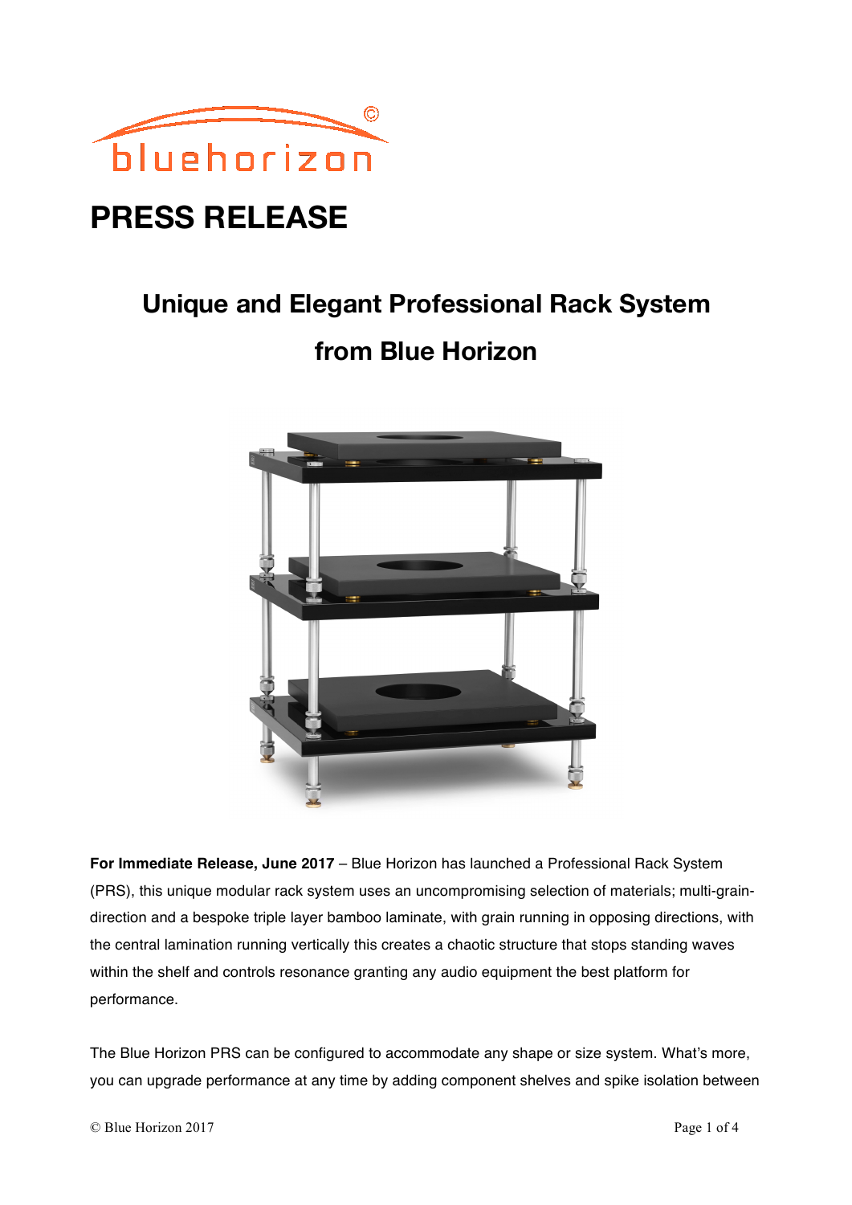bluehorizon©

# PRESS RELEASE

## Unique and Elegant Professional Rack System from Blue Horizon

**For Immediate Release, June 2017** – Blue Horizon has launched a Professional Rack System (PRS), this unique modular rack system uses an uncompromising selection of materials; multi-grain-direction and a bespoke triple layer bamboo laminate, with grain running in opposing directions, with the central lamination running vertically this creates a chaotic structure that stops standing waves within the shelf and controls resonance granting any audio equipment the best platform for performance.

The Blue Horizon PRS can be configured to accommodate any shape or size system. What's more, you can upgrade performance at any time by adding component shelves and spike isolation between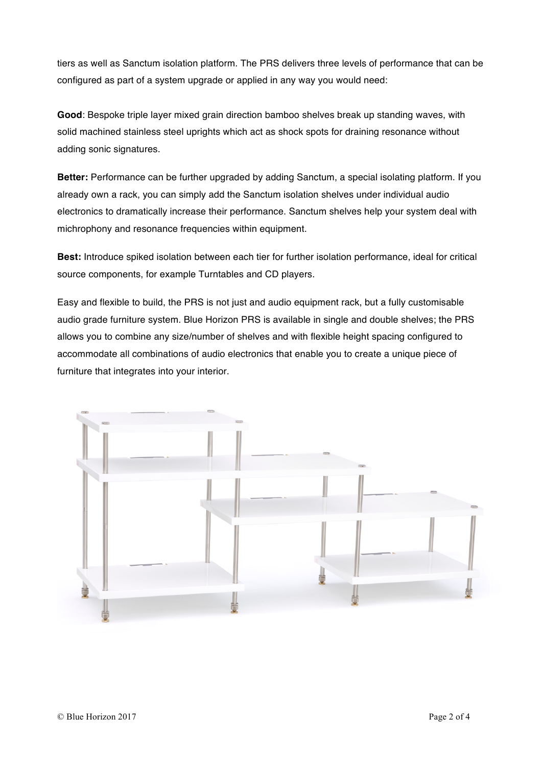tiers as well as Sanctum isolation platform. The PRS delivers three levels of performance that can be configured as part of a system upgrade or applied in any way you would need:

**Good**: Bespoke triple layer mixed grain direction bamboo shelves break up standing waves, with solid machined stainless steel uprights which act as shock spots for draining resonance without adding sonic signatures.

**Better:** Performance can be further upgraded by adding Sanctum, a special isolating platform. If you already own a rack, you can simply add the Sanctum isolation shelves under individual audio electronics to dramatically increase their performance. Sanctum shelves help your system deal with michrophony and resonance frequencies within equipment.

**Best:** Introduce spiked isolation between each tier for further isolation performance, ideal for critical source components, for example Turntables and CD players.

Easy and flexible to build, the PRS is not just and audio equipment rack, but a fully customisable audio grade furniture system. Blue Horizon PRS is available in single and double shelves; the PRS allows you to combine any size/number of shelves and with flexible height spacing configured to accommodate all combinations of audio electronics that enable you to create a unique piece of furniture that integrates into your interior.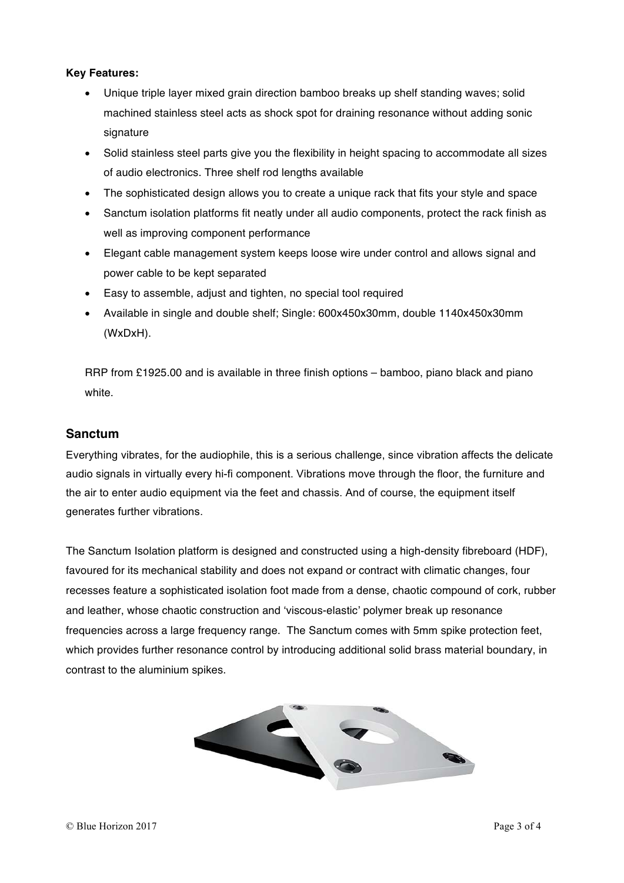**Key Features:**

- Unique triple layer mixed grain direction bamboo breaks up shelf standing waves; solid machined stainless steel acts as shock spot for draining resonance without adding sonic signature
- Solid stainless steel parts give you the flexibility in height spacing to accommodate all sizes of audio electronics. Three shelf rod lengths available
- The sophisticated design allows you to create a unique rack that fits your style and space
- Sanctum isolation platforms fit neatly under all audio components, protect the rack finish as well as improving component performance
- Elegant cable management system keeps loose wire under control and allows signal and power cable to be kept separated
- Easy to assemble, adjust and tighten, no special tool required
- Available in single and double shelf; Single: 600x450x30mm, double 1140x450x30mm (WxDxH).

RRP from £1925.00 and is available in three finish options – bamboo, piano black and piano white.

## Sanctum

Everything vibrates, for the audiophile, this is a serious challenge, since vibration affects the delicate audio signals in virtually every hi-fi component. Vibrations move through the floor, the furniture and the air to enter audio equipment via the feet and chassis. And of course, the equipment itself generates further vibrations.

The Sanctum Isolation platform is designed and constructed using a high-density fibreboard (HDF), favoured for its mechanical stability and does not expand or contract with climatic changes, four recesses feature a sophisticated isolation foot made from a dense, chaotic compound of cork, rubber and leather, whose chaotic construction and 'viscous-elastic' polymer break up resonance frequencies across a large frequency range. The Sanctum comes with 5mm spike protection feet, which provides further resonance control by introducing additional solid brass material boundary, in contrast to the aluminium spikes.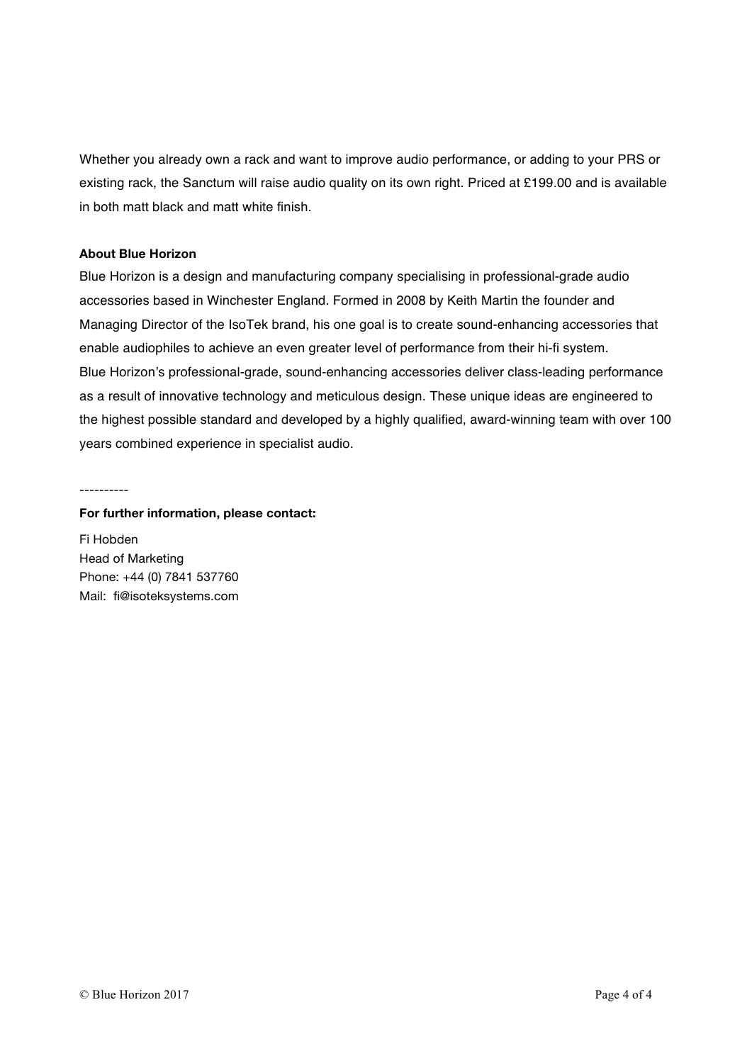Whether you already own a rack and want to improve audio performance, or adding to your PRS or existing rack, the Sanctum will raise audio quality on its own right. Priced at £199.00 and is available in both matt black and matt white finish.

**About Blue Horizon**

Blue Horizon is a design and manufacturing company specialising in professional-grade audio accessories based in Winchester England. Formed in 2008 by Keith Martin the founder and Managing Director of the IsoTek brand, his one goal is to create sound-enhancing accessories that enable audiophiles to achieve an even greater level of performance from their hi-fi system.
Blue Horizon's professional-grade, sound-enhancing accessories deliver class-leading performance as a result of innovative technology and meticulous design. These unique ideas are engineered to the highest possible standard and developed by a highly qualified, award-winning team with over 100 years combined experience in specialist audio.

----------

**For further information, please contact:**

Fi Hobden
Head of Marketing
Phone: +44 (0) 7841 537760
Mail: fi@isoteksystems.com

© Blue Horizon 2017